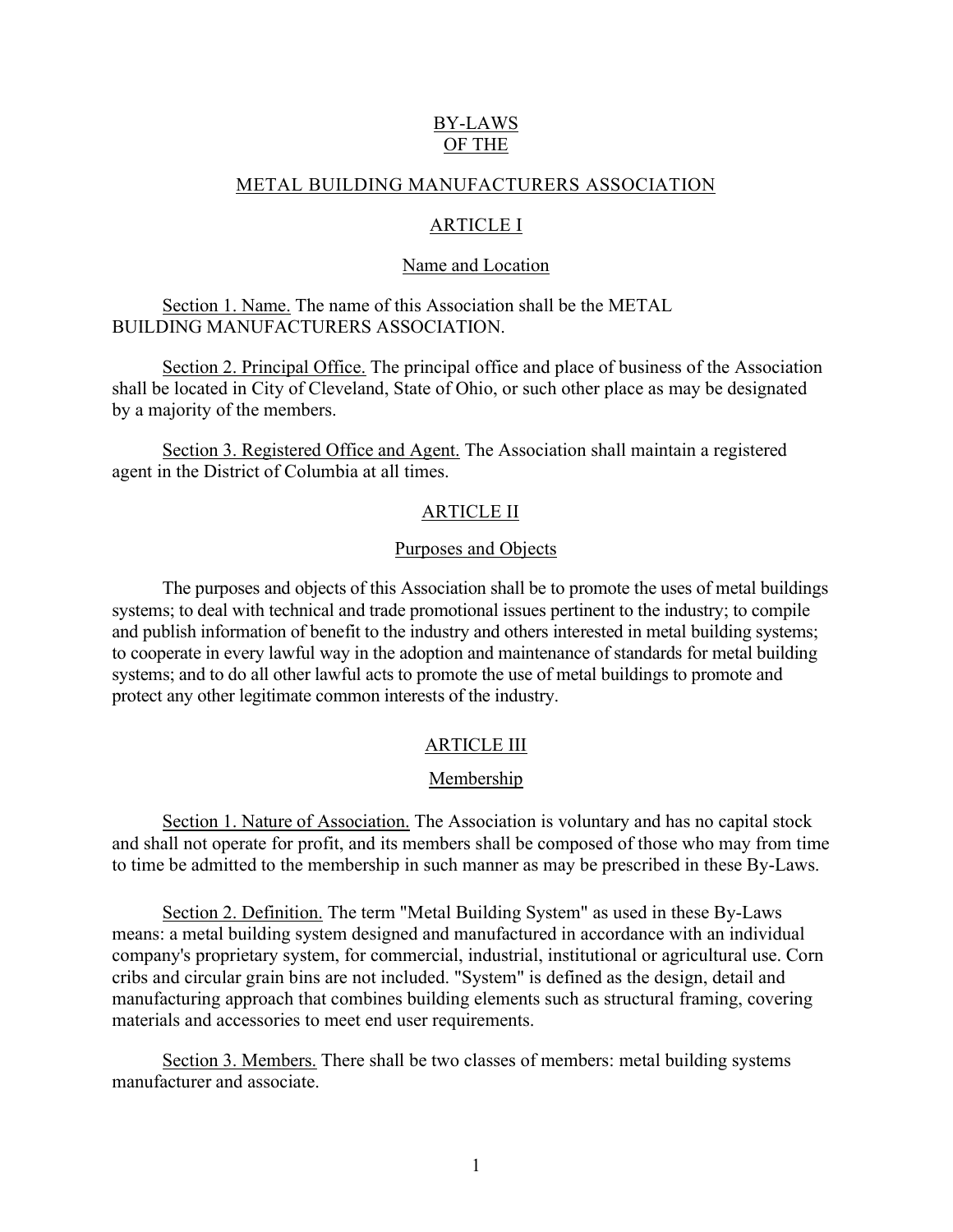# BY-LAWS OF THE

## METAL BUILDING MANUFACTURERS ASSOCIATION

## ARTICLE I

### Name and Location

Section 1. Name. The name of this Association shall be the METAL BUILDING MANUFACTURERS ASSOCIATION.

Section 2. Principal Office. The principal office and place of business of the Association shall be located in City of Cleveland, State of Ohio, or such other place as may be designated by a majority of the members.

Section 3. Registered Office and Agent. The Association shall maintain a registered agent in the District of Columbia at all times.

## ARTICLE II

### Purposes and Objects

The purposes and objects of this Association shall be to promote the uses of metal buildings systems; to deal with technical and trade promotional issues pertinent to the industry; to compile and publish information of benefit to the industry and others interested in metal building systems; to cooperate in every lawful way in the adoption and maintenance of standards for metal building systems; and to do all other lawful acts to promote the use of metal buildings to promote and protect any other legitimate common interests of the industry.

## ARTICLE III

### Membership

Section 1. Nature of Association. The Association is voluntary and has no capital stock and shall not operate for profit, and its members shall be composed of those who may from time to time be admitted to the membership in such manner as may be prescribed in these By-Laws.

Section 2. Definition. The term "Metal Building System" as used in these By-Laws means: a metal building system designed and manufactured in accordance with an individual company's proprietary system, for commercial, industrial, institutional or agricultural use. Corn cribs and circular grain bins are not included. "System" is defined as the design, detail and manufacturing approach that combines building elements such as structural framing, covering materials and accessories to meet end user requirements.

Section 3. Members. There shall be two classes of members: metal building systems manufacturer and associate.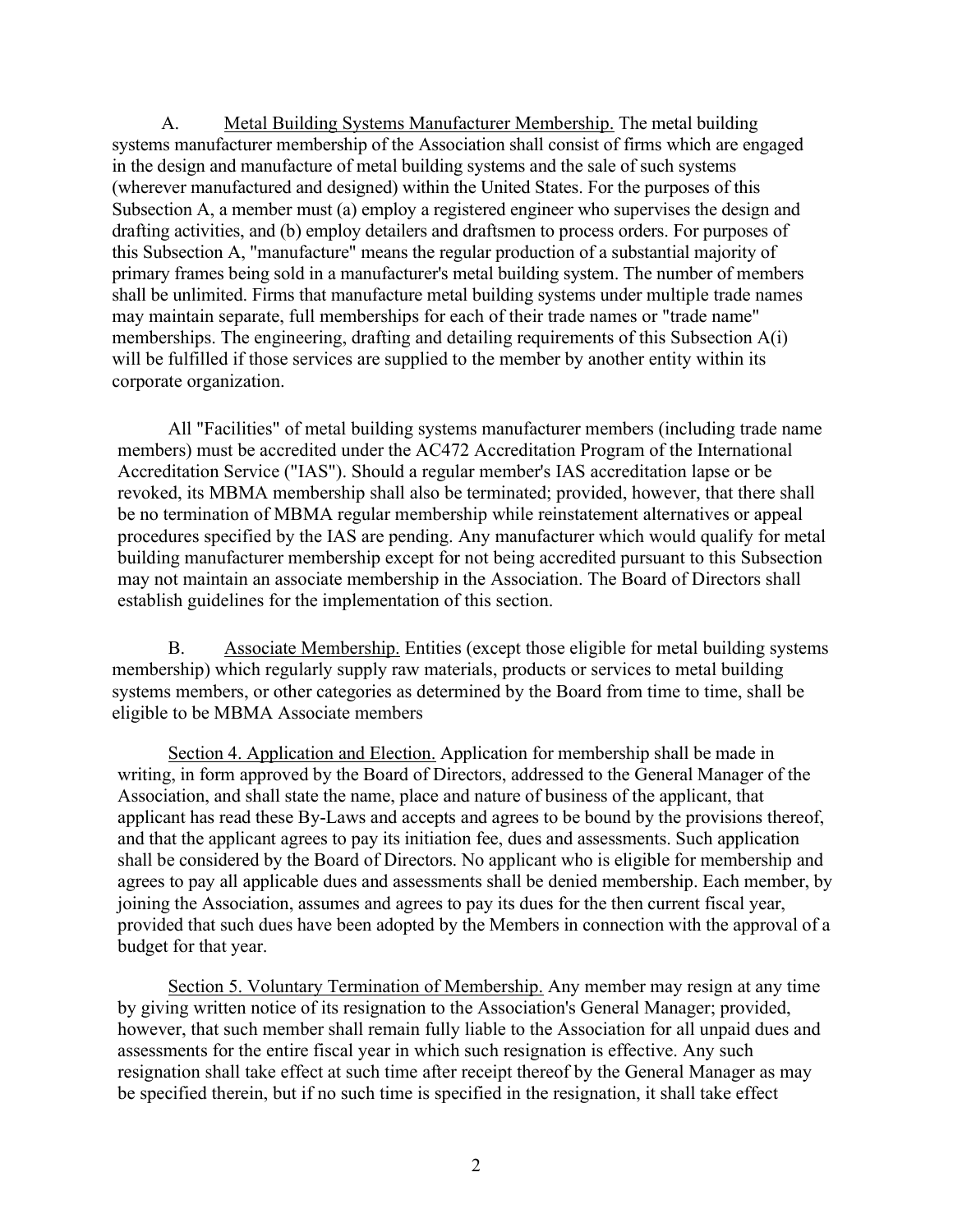A. Metal Building Systems Manufacturer Membership. The metal building systems manufacturer membership of the Association shall consist of firms which are engaged in the design and manufacture of metal building systems and the sale of such systems (wherever manufactured and designed) within the United States. For the purposes of this Subsection A, a member must (a) employ a registered engineer who supervises the design and drafting activities, and (b) employ detailers and draftsmen to process orders. For purposes of this Subsection A, "manufacture" means the regular production of a substantial majority of primary frames being sold in a manufacturer's metal building system. The number of members shall be unlimited. Firms that manufacture metal building systems under multiple trade names may maintain separate, full memberships for each of their trade names or "trade name" memberships. The engineering, drafting and detailing requirements of this Subsection A(i) will be fulfilled if those services are supplied to the member by another entity within its corporate organization.

All "Facilities" of metal building systems manufacturer members (including trade name members) must be accredited under the AC472 Accreditation Program of the International Accreditation Service ("IAS"). Should a regular member's IAS accreditation lapse or be revoked, its MBMA membership shall also be terminated; provided, however, that there shall be no termination of MBMA regular membership while reinstatement alternatives or appeal procedures specified by the IAS are pending. Any manufacturer which would qualify for metal building manufacturer membership except for not being accredited pursuant to this Subsection may not maintain an associate membership in the Association. The Board of Directors shall establish guidelines for the implementation of this section.

B. Associate Membership. Entities (except those eligible for metal building systems membership) which regularly supply raw materials, products or services to metal building systems members, or other categories as determined by the Board from time to time, shall be eligible to be MBMA Associate members

Section 4. Application and Election. Application for membership shall be made in writing, in form approved by the Board of Directors, addressed to the General Manager of the Association, and shall state the name, place and nature of business of the applicant, that applicant has read these By-Laws and accepts and agrees to be bound by the provisions thereof, and that the applicant agrees to pay its initiation fee, dues and assessments. Such application shall be considered by the Board of Directors. No applicant who is eligible for membership and agrees to pay all applicable dues and assessments shall be denied membership. Each member, by joining the Association, assumes and agrees to pay its dues for the then current fiscal year, provided that such dues have been adopted by the Members in connection with the approval of a budget for that year.

Section 5. Voluntary Termination of Membership. Any member may resign at any time by giving written notice of its resignation to the Association's General Manager; provided, however, that such member shall remain fully liable to the Association for all unpaid dues and assessments for the entire fiscal year in which such resignation is effective. Any such resignation shall take effect at such time after receipt thereof by the General Manager as may be specified therein, but if no such time is specified in the resignation, it shall take effect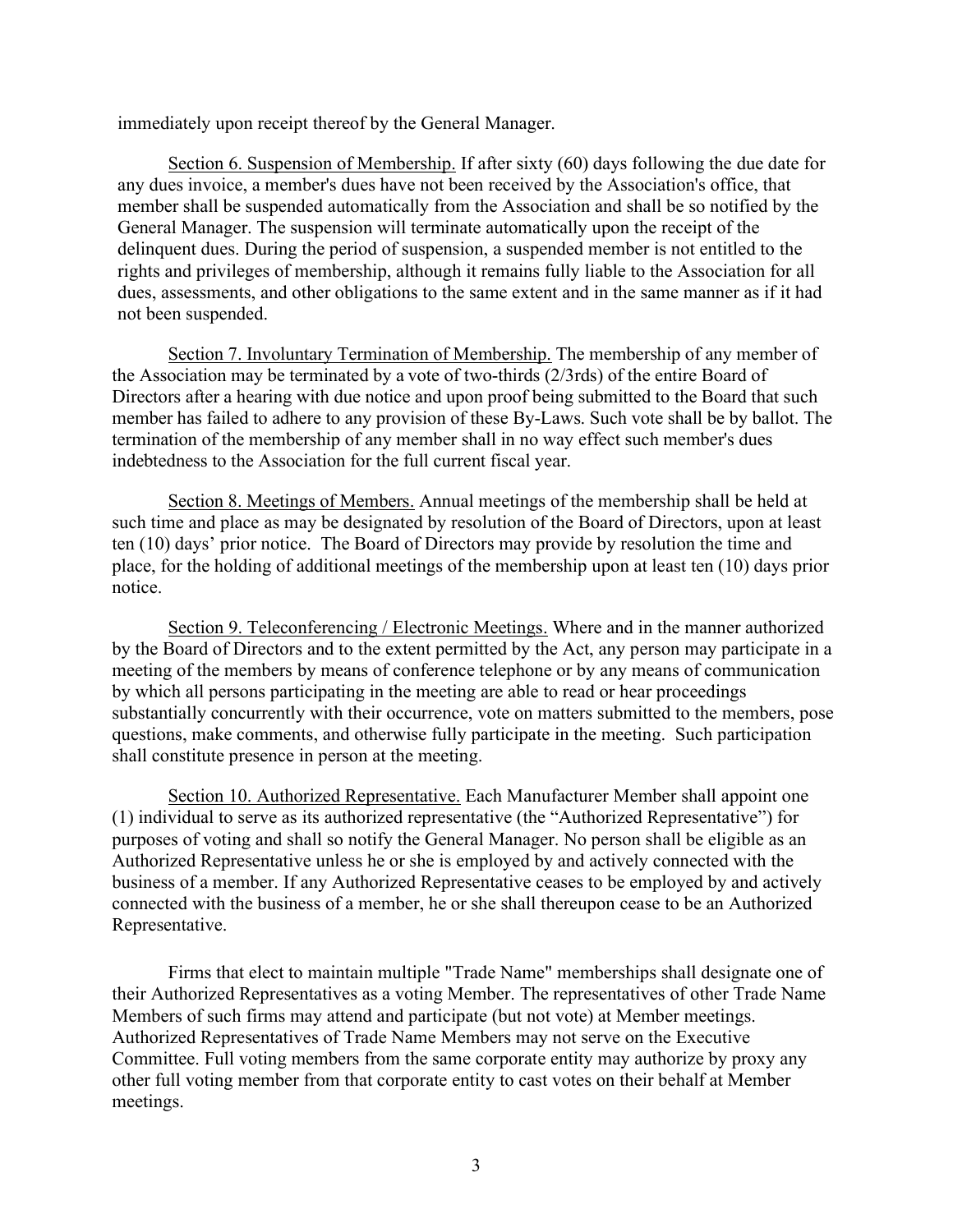immediately upon receipt thereof by the General Manager.

<u>Section 6. Suspension of Membership.</u> If after sixty (60) days following the due date for any dues invoice, a member's dues have not been received by the Association's office, that member shall be suspended automatically from the Association and shall be so notified by the General Manager. The suspension will terminate automatically upon the receipt of the delinquent dues. During the period of suspension, a suspended member is not entitled to the rights and privileges of membership, although it remains fully liable to the Association for all dues, assessments, and other obligations to the same extent and in the same manner as if it had not been suspended.

<u>Section 7. Involuntary Termination of Membership.</u> The membership of any member of the Association may be terminated by a vote of two-thirds (2/3rds) of the entire Board of Directors after a hearing with due notice and upon proof being submitted to the Board that such member has failed to adhere to any provision of these By-Laws. Such vote shall be by ballot. The termination of the membership of any member shall in no way effect such member's dues indebtedness to the Association for the full current fiscal year.

<u>Section 8. Meetings of Members.</u> Annual meetings of the membership shall be held at such time and place as may be designated by resolution of the Board of Directors, upon at least ten (10) days' prior notice. The Board of Directors may provide by resolution the time and place, for the holding of additional meetings of the membership upon at least ten (10) days prior notice.

<u>Section 9. Teleconferencing / Electronic Meetings.</u> Where and in the manner authorized by the Board of Directors and to the extent permitted by the Act, any person may participate in a meeting of the members by means of conference telephone or by any means of communication by which all persons participating in the meeting are able to read or hear proceedings substantially concurrently with their occurrence, vote on matters submitted to the members, pose questions, make comments, and otherwise fully participate in the meeting. Such participation shall constitute presence in person at the meeting.

<u>Section 10. Authorized Representative.</u> Each Manufacturer Member shall appoint one (1) individual to serve as its authorized representative (the "Authorized Representative") for purposes of voting and shall so notify the General Manager. No person shall be eligible as an Authorized Representative unless he or she is employed by and actively connected with the business of a member. If any Authorized Representative ceases to be employed by and actively connected with the business of a member, he or she shall thereupon cease to be an Authorized Representative.

Firms that elect to maintain multiple "Trade Name" memberships shall designate one of their Authorized Representatives as a voting Member. The representatives of other Trade Name Members of such firms may attend and participate (but not vote) at Member meetings. Authorized Representatives of Trade Name Members may not serve on the Executive Committee. Full voting members from the same corporate entity may authorize by proxy any other full voting member from that corporate entity to cast votes on their behalf at Member meetings.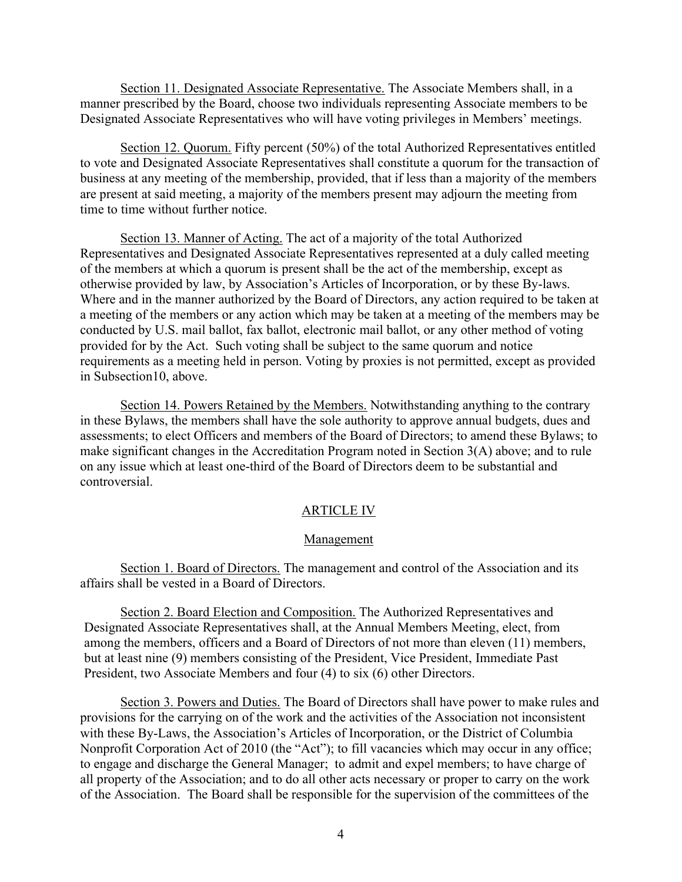Section 11. Designated Associate Representative. The Associate Members shall, in a manner prescribed by the Board, choose two individuals representing Associate members to be Designated Associate Representatives who will have voting privileges in Members' meetings.

Section 12. Quorum. Fifty percent (50%) of the total Authorized Representatives entitled to vote and Designated Associate Representatives shall constitute a quorum for the transaction of business at any meeting of the membership, provided, that if less than a majority of the members are present at said meeting, a majority of the members present may adjourn the meeting from time to time without further notice.

Section 13. Manner of Acting. The act of a majority of the total Authorized Representatives and Designated Associate Representatives represented at a duly called meeting of the members at which a quorum is present shall be the act of the membership, except as otherwise provided by law, by Association's Articles of Incorporation, or by these By-laws. Where and in the manner authorized by the Board of Directors, any action required to be taken at a meeting of the members or any action which may be taken at a meeting of the members may be conducted by U.S. mail ballot, fax ballot, electronic mail ballot, or any other method of voting provided for by the Act. Such voting shall be subject to the same quorum and notice requirements as a meeting held in person. Voting by proxies is not permitted, except as provided in Subsection10, above.

Section 14. Powers Retained by the Members. Notwithstanding anything to the contrary in these Bylaws, the members shall have the sole authority to approve annual budgets, dues and assessments; to elect Officers and members of the Board of Directors; to amend these Bylaws; to make significant changes in the Accreditation Program noted in Section 3(A) above; and to rule on any issue which at least one-third of the Board of Directors deem to be substantial and controversial.

## ARTICLE IV

### Management

Section 1. Board of Directors. The management and control of the Association and its affairs shall be vested in a Board of Directors.

Section 2. Board Election and Composition. The Authorized Representatives and Designated Associate Representatives shall, at the Annual Members Meeting, elect, from among the members, officers and a Board of Directors of not more than eleven (11) members, but at least nine (9) members consisting of the President, Vice President, Immediate Past President, two Associate Members and four (4) to six (6) other Directors.

Section 3. Powers and Duties. The Board of Directors shall have power to make rules and provisions for the carrying on of the work and the activities of the Association not inconsistent with these By-Laws, the Association's Articles of Incorporation, or the District of Columbia Nonprofit Corporation Act of 2010 (the "Act"); to fill vacancies which may occur in any office; to engage and discharge the General Manager; to admit and expel members; to have charge of all property of the Association; and to do all other acts necessary or proper to carry on the work of the Association. The Board shall be responsible for the supervision of the committees of the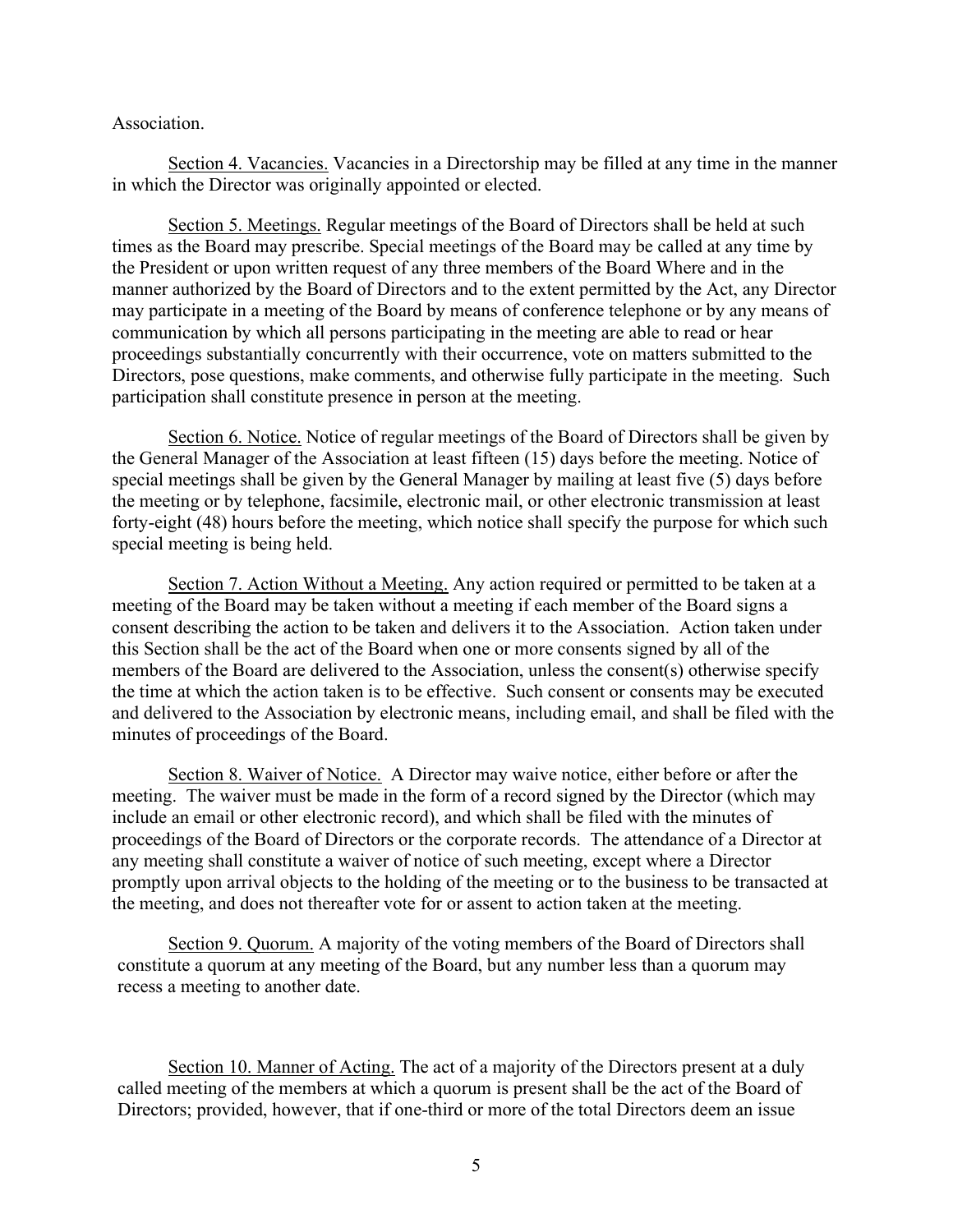Association.

Section 4. Vacancies. Vacancies in a Directorship may be filled at any time in the manner in which the Director was originally appointed or elected.

Section 5. Meetings. Regular meetings of the Board of Directors shall be held at such times as the Board may prescribe. Special meetings of the Board may be called at any time by the President or upon written request of any three members of the Board Where and in the manner authorized by the Board of Directors and to the extent permitted by the Act, any Director may participate in a meeting of the Board by means of conference telephone or by any means of communication by which all persons participating in the meeting are able to read or hear proceedings substantially concurrently with their occurrence, vote on matters submitted to the Directors, pose questions, make comments, and otherwise fully participate in the meeting. Such participation shall constitute presence in person at the meeting.

Section 6. Notice. Notice of regular meetings of the Board of Directors shall be given by the General Manager of the Association at least fifteen (15) days before the meeting. Notice of special meetings shall be given by the General Manager by mailing at least five (5) days before the meeting or by telephone, facsimile, electronic mail, or other electronic transmission at least forty-eight (48) hours before the meeting, which notice shall specify the purpose for which such special meeting is being held.

Section 7. Action Without a Meeting. Any action required or permitted to be taken at a meeting of the Board may be taken without a meeting if each member of the Board signs a consent describing the action to be taken and delivers it to the Association. Action taken under this Section shall be the act of the Board when one or more consents signed by all of the members of the Board are delivered to the Association, unless the consent(s) otherwise specify the time at which the action taken is to be effective. Such consent or consents may be executed and delivered to the Association by electronic means, including email, and shall be filed with the minutes of proceedings of the Board.

Section 8. Waiver of Notice. A Director may waive notice, either before or after the meeting. The waiver must be made in the form of a record signed by the Director (which may include an email or other electronic record), and which shall be filed with the minutes of proceedings of the Board of Directors or the corporate records. The attendance of a Director at any meeting shall constitute a waiver of notice of such meeting, except where a Director promptly upon arrival objects to the holding of the meeting or to the business to be transacted at the meeting, and does not thereafter vote for or assent to action taken at the meeting.

Section 9. Quorum. A majority of the voting members of the Board of Directors shall constitute a quorum at any meeting of the Board, but any number less than a quorum may recess a meeting to another date.

Section 10. Manner of Acting. The act of a majority of the Directors present at a duly called meeting of the members at which a quorum is present shall be the act of the Board of Directors; provided, however, that if one-third or more of the total Directors deem an issue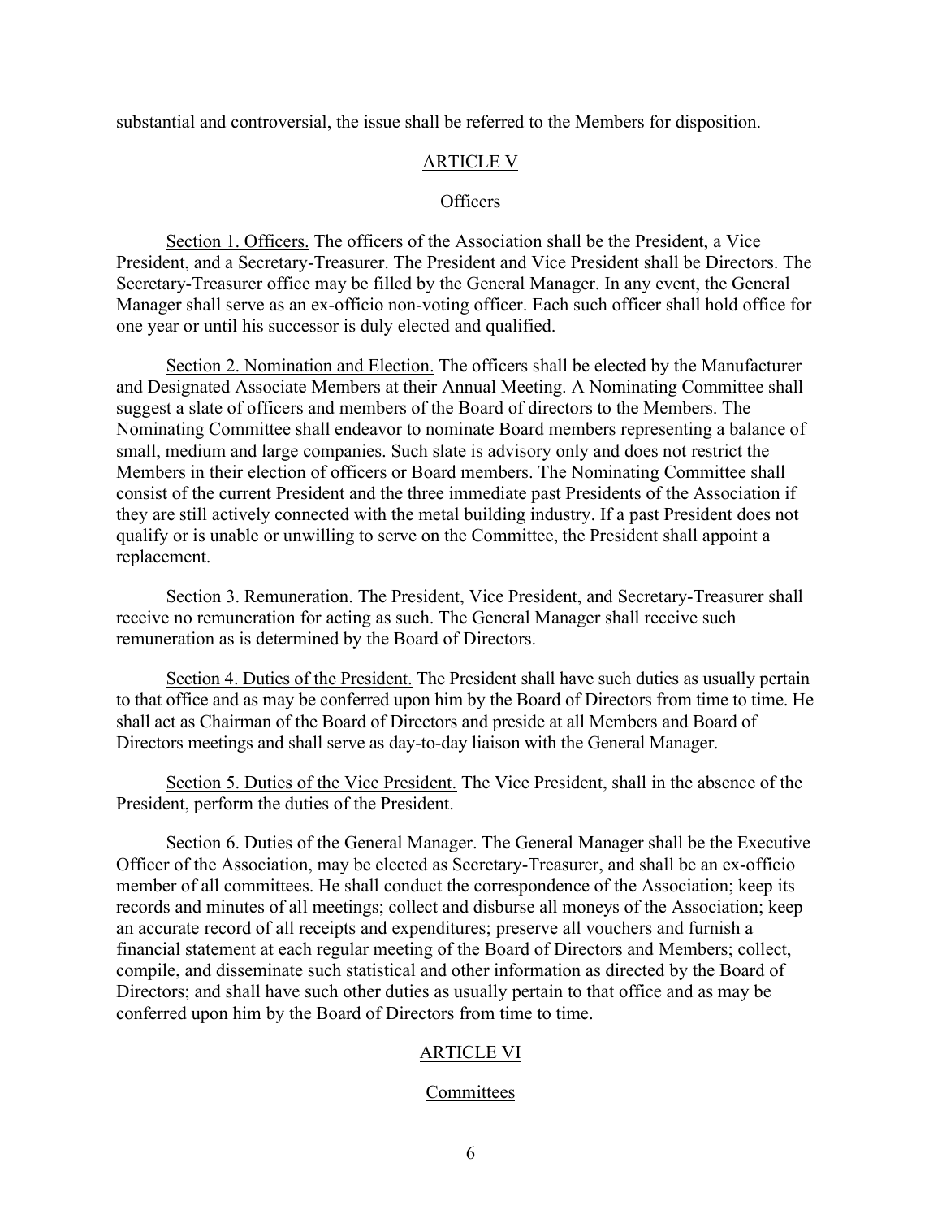substantial and controversial, the issue shall be referred to the Members for disposition.

## ARTICLE V

## Officers

Section 1. Officers. The officers of the Association shall be the President, a Vice President, and a Secretary-Treasurer. The President and Vice President shall be Directors. The Secretary-Treasurer office may be filled by the General Manager. In any event, the General Manager shall serve as an ex-officio non-voting officer. Each such officer shall hold office for one year or until his successor is duly elected and qualified.

Section 2. Nomination and Election. The officers shall be elected by the Manufacturer and Designated Associate Members at their Annual Meeting. A Nominating Committee shall suggest a slate of officers and members of the Board of directors to the Members. The Nominating Committee shall endeavor to nominate Board members representing a balance of small, medium and large companies. Such slate is advisory only and does not restrict the Members in their election of officers or Board members. The Nominating Committee shall consist of the current President and the three immediate past Presidents of the Association if they are still actively connected with the metal building industry. If a past President does not qualify or is unable or unwilling to serve on the Committee, the President shall appoint a replacement.

Section 3. Remuneration. The President, Vice President, and Secretary-Treasurer shall receive no remuneration for acting as such. The General Manager shall receive such remuneration as is determined by the Board of Directors.

Section 4. Duties of the President. The President shall have such duties as usually pertain to that office and as may be conferred upon him by the Board of Directors from time to time. He shall act as Chairman of the Board of Directors and preside at all Members and Board of Directors meetings and shall serve as day-to-day liaison with the General Manager.

Section 5. Duties of the Vice President. The Vice President, shall in the absence of the President, perform the duties of the President.

Section 6. Duties of the General Manager. The General Manager shall be the Executive Officer of the Association, may be elected as Secretary-Treasurer, and shall be an ex-officio member of all committees. He shall conduct the correspondence of the Association; keep its records and minutes of all meetings; collect and disburse all moneys of the Association; keep an accurate record of all receipts and expenditures; preserve all vouchers and furnish a financial statement at each regular meeting of the Board of Directors and Members; collect, compile, and disseminate such statistical and other information as directed by the Board of Directors; and shall have such other duties as usually pertain to that office and as may be conferred upon him by the Board of Directors from time to time.

## ARTICLE VI

## Committees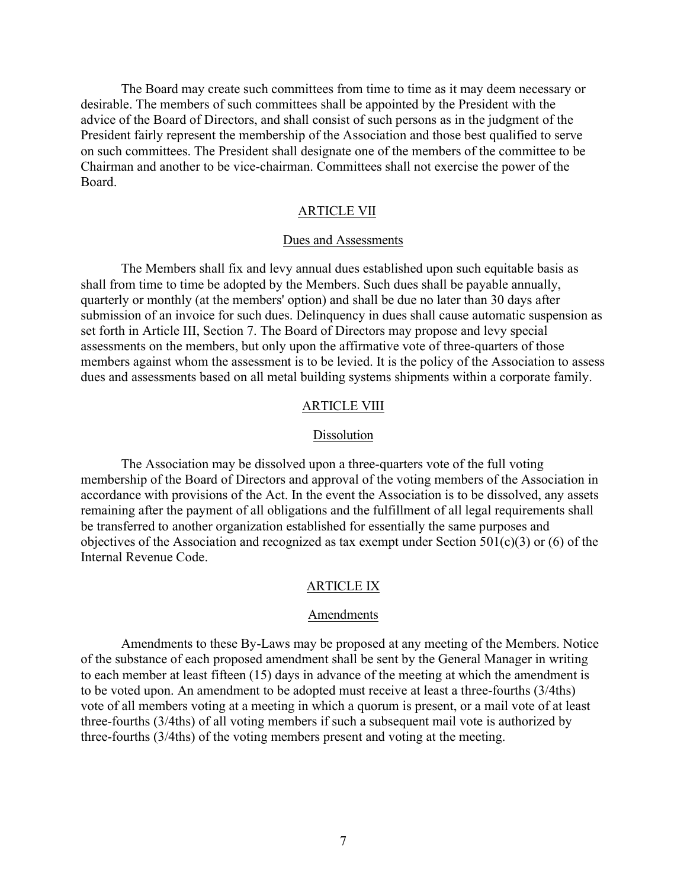The Board may create such committees from time to time as it may deem necessary or desirable. The members of such committees shall be appointed by the President with the advice of the Board of Directors, and shall consist of such persons as in the judgment of the President fairly represent the membership of the Association and those best qualified to serve on such committees. The President shall designate one of the members of the committee to be Chairman and another to be vice-chairman. Committees shall not exercise the power of the Board.

## ARTICLE VII

### Dues and Assessments

The Members shall fix and levy annual dues established upon such equitable basis as shall from time to time be adopted by the Members. Such dues shall be payable annually, quarterly or monthly (at the members' option) and shall be due no later than 30 days after submission of an invoice for such dues. Delinquency in dues shall cause automatic suspension as set forth in Article III, Section 7. The Board of Directors may propose and levy special assessments on the members, but only upon the affirmative vote of three-quarters of those members against whom the assessment is to be levied. It is the policy of the Association to assess dues and assessments based on all metal building systems shipments within a corporate family.

## ARTICLE VIII

### Dissolution

The Association may be dissolved upon a three-quarters vote of the full voting membership of the Board of Directors and approval of the voting members of the Association in accordance with provisions of the Act. In the event the Association is to be dissolved, any assets remaining after the payment of all obligations and the fulfillment of all legal requirements shall be transferred to another organization established for essentially the same purposes and objectives of the Association and recognized as tax exempt under Section 501(c)(3) or (6) of the Internal Revenue Code.

## ARTICLE IX

### Amendments

Amendments to these By-Laws may be proposed at any meeting of the Members. Notice of the substance of each proposed amendment shall be sent by the General Manager in writing to each member at least fifteen (15) days in advance of the meeting at which the amendment is to be voted upon. An amendment to be adopted must receive at least a three-fourths (3/4ths) vote of all members voting at a meeting in which a quorum is present, or a mail vote of at least three-fourths (3/4ths) of all voting members if such a subsequent mail vote is authorized by three-fourths (3/4ths) of the voting members present and voting at the meeting.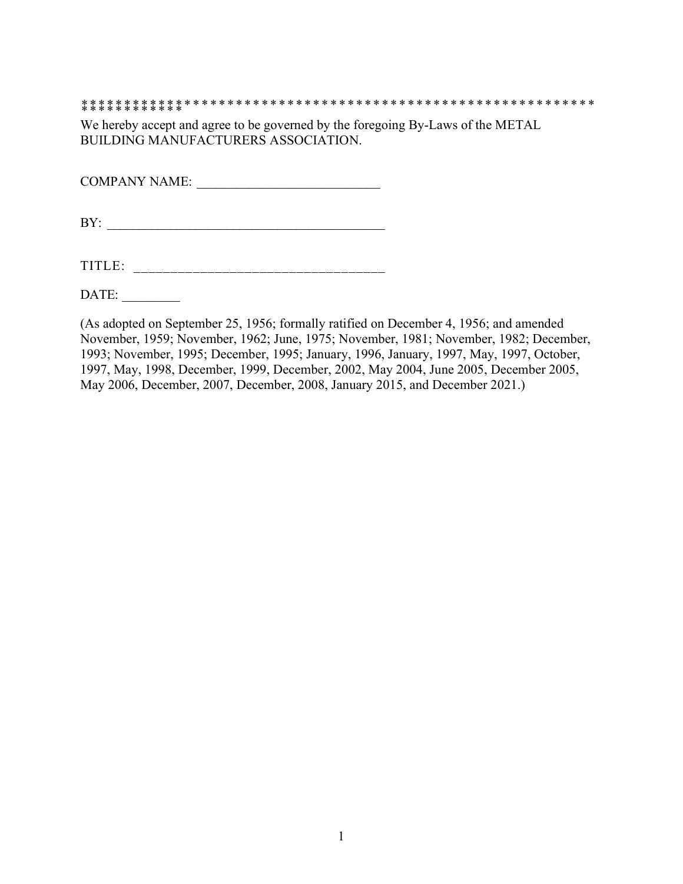************************************************************************

We hereby accept and agree to be governed by the foregoing By-Laws of the METAL BUILDING MANUFACTURERS ASSOCIATION.

COMPANY NAME: ___________________________

BY: __________________________________________

TITLE: ___________________________________

DATE: _________

(As adopted on September 25, 1956; formally ratified on December 4, 1956; and amended November, 1959; November, 1962; June, 1975; November, 1981; November, 1982; December, 1993; November, 1995; December, 1995; January, 1996, January, 1997, May, 1997, October, 1997, May, 1998, December, 1999, December, 2002, May 2004, June 2005, December 2005, May 2006, December, 2007, December, 2008, January 2015, and December 2021.)